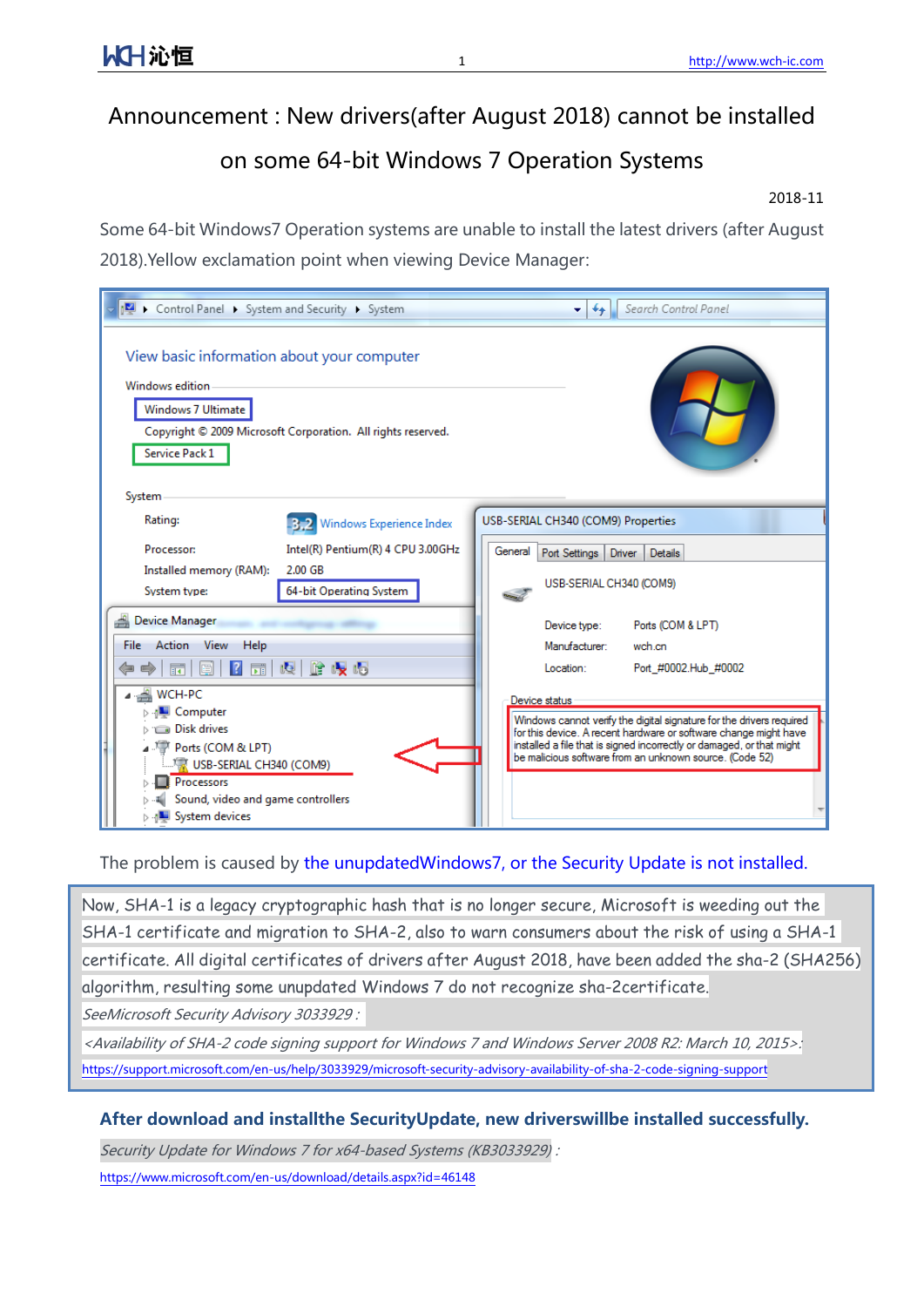# Announcement : New drivers(after August 2018) cannot be installed on some 64-bit Windows 7 Operation Systems

2018-11

Some 64-bit Windows7 Operation systems are unable to install the latest drivers (after August 2018).Yellow exclamation point when viewing Device Manager:

The problem is caused by the unupdatedWindows7, or the Security Update is not installed.

Now, SHA-1 is a legacy cryptographic hash that is no longer secure, Microsoft is weeding out the SHA-1 certificate and migration to SHA-2, also to warn consumers about the risk of using a SHA-1 certificate. All digital certificates of drivers after August 2018, have been added the sha-2 (SHA256) algorithm, resulting some unupdated Windows 7 do not recognize sha-2certificate.

*SeeMicrosoft Security Advisory 3033929 :*

*<Availability of SHA-2 code signing support for Windows 7 and Windows Server 2008 R2: March 10, 2015>:*

https://support.microsoft.com/en-us/help/3033929/microsoft-security-advisory-availability-of-sha-2-code-signing-support

**After download and installthe SecurityUpdate, new driverswillbe installed successfully.**

*Security Update for Windows 7 for x64-based Systems (KB3033929) :*

https://www.microsoft.com/en-us/download/details.aspx?id=46148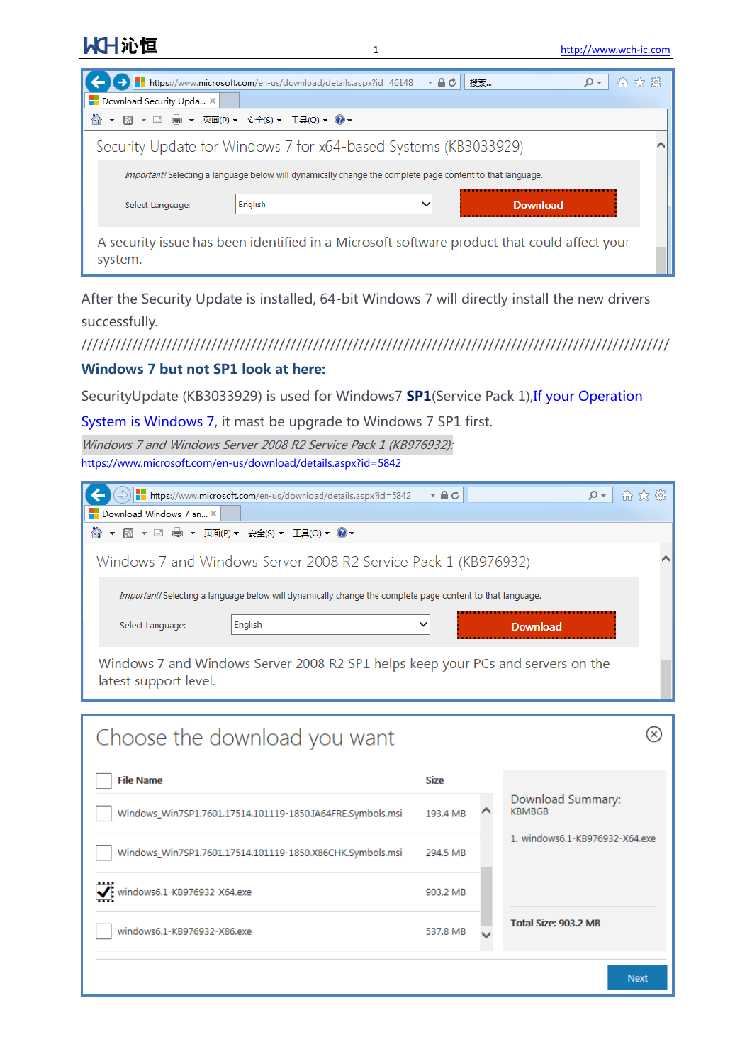Security Update for Windows 7 for x64-based Systems (KB3033929)

*Important!* Selecting a language below will dynamically change the complete page content to that language.

Select Language: English

Download

A security issue has been identified in a Microsoft software product that could affect your system.

After the Security Update is installed, 64-bit Windows 7 will directly install the new drivers successfully.

//////////////////////////////////////////////////////////////////////////////////////////////////////////

**Windows 7 but not SP1 look at here:**

SecurityUpdate (KB3033929) is used for Windows7 **SP1**(Service Pack 1),If your Operation System is Windows 7, it mast be upgrade to Windows 7 SP1 first.

*Windows 7 and Windows Server 2008 R2 Service Pack 1 (KB976932):*

https://www.microsoft.com/en-us/download/details.aspx?id=5842

Windows 7 and Windows Server 2008 R2 Service Pack 1 (KB976932)

*Important!* Selecting a language below will dynamically change the complete page content to that language.

Select Language: English

Download

Windows 7 and Windows Server 2008 R2 SP1 helps keep your PCs and servers on the latest support level.

Choose the download you want

| File Name | Size |
| --- | --- |
| Windows_Win7SP1.7601.17514.101119-1850.IA64FRE.Symbols.msi | 193.4 MB |
| Windows_Win7SP1.7601.17514.101119-1850.X86CHK.Symbols.msi | 294.5 MB |
| ☑ windows6.1-KB976932-X64.exe | 903.2 MB |
| windows6.1-KB976932-X86.exe | 537.8 MB |

Download Summary:
KBMBGB

1. windows6.1-KB976932-X64.exe

Total Size: 903.2 MB

Next